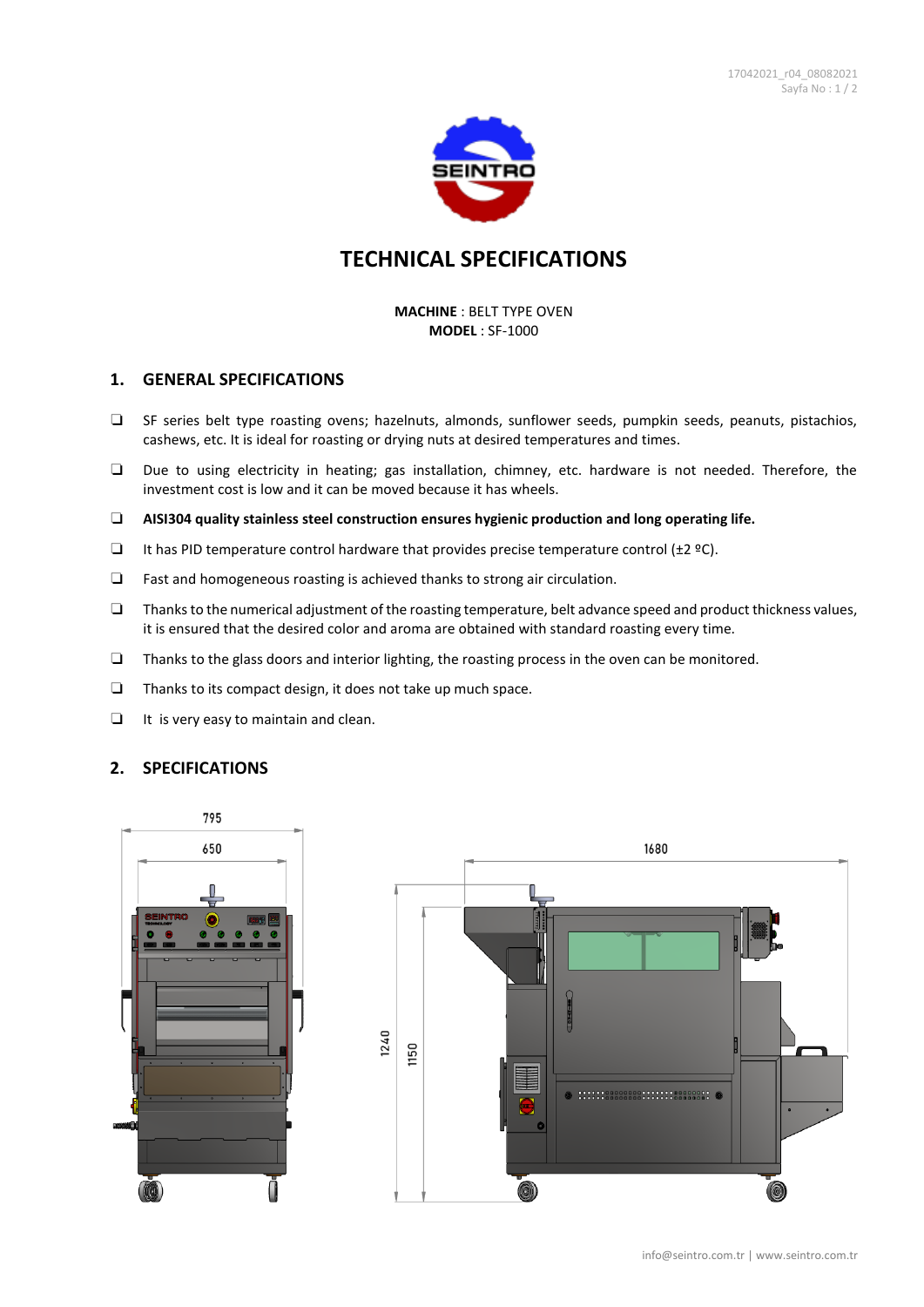# TECHNICAL SPECIFICATIONS

**MACHINE** : BELT TYPE OVEN
**MODEL** : SF-1000

## 1. GENERAL SPECIFICATIONS

- SF series belt type roasting ovens; hazelnuts, almonds, sunflower seeds, pumpkin seeds, peanuts, pistachios, cashews, etc. It is ideal for roasting or drying nuts at desired temperatures and times.
- Due to using electricity in heating; gas installation, chimney, etc. hardware is not needed. Therefore, the investment cost is low and it can be moved because it has wheels.
- **AISI304 quality stainless steel construction ensures hygienic production and long operating life.**
- It has PID temperature control hardware that provides precise temperature control (±2 ºC).
- Fast and homogeneous roasting is achieved thanks to strong air circulation.
- Thanks to the numerical adjustment of the roasting temperature, belt advance speed and product thickness values, it is ensured that the desired color and aroma are obtained with standard roasting every time.
- Thanks to the glass doors and interior lighting, the roasting process in the oven can be monitored.
- Thanks to its compact design, it does not take up much space.
- It is very easy to maintain and clean.

## 2. SPECIFICATIONS

795

650

1680

1240

1150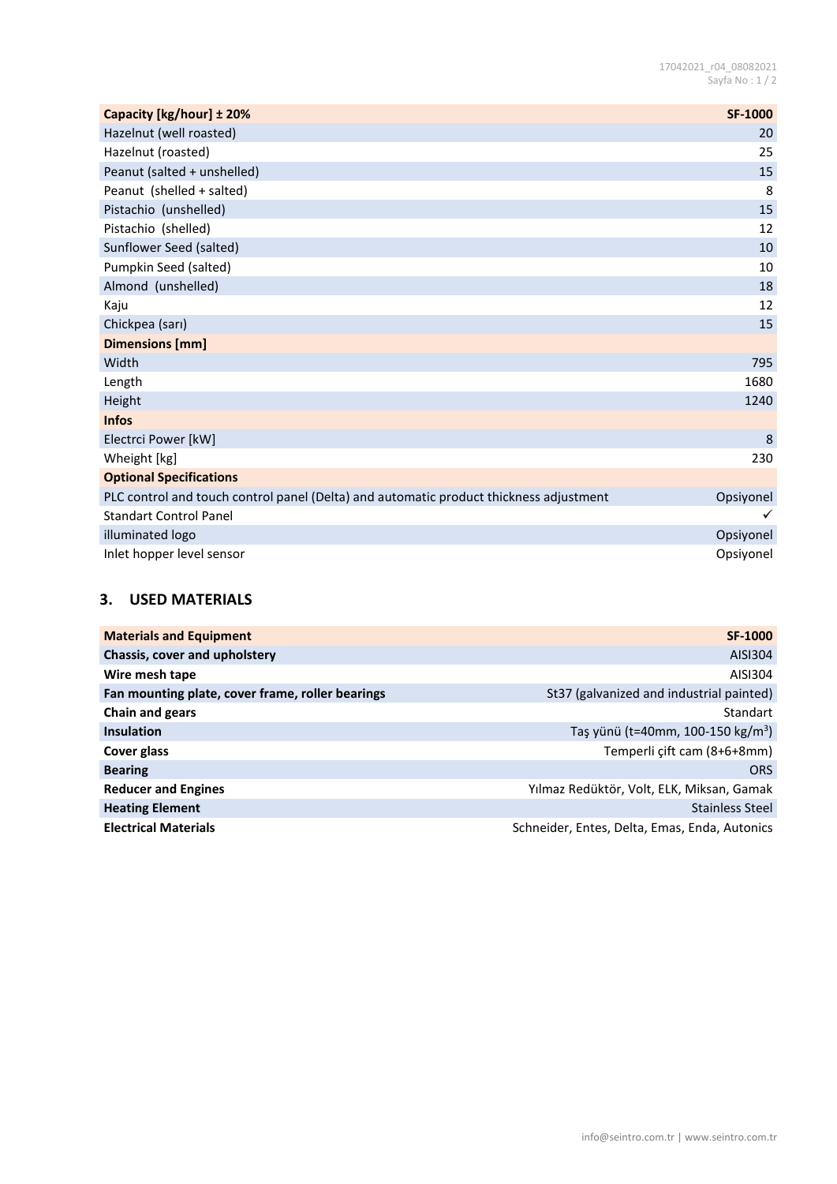| Capacity [kg/hour] ± 20% | SF-1000 |
|---|---|
| Hazelnut (well roasted) | 20 |
| Hazelnut (roasted) | 25 |
| Peanut (salted + unshelled) | 15 |
| Peanut (shelled + salted) | 8 |
| Pistachio (unshelled) | 15 |
| Pistachio (shelled) | 12 |
| Sunflower Seed (salted) | 10 |
| Pumpkin Seed (salted) | 10 |
| Almond (unshelled) | 18 |
| Kaju | 12 |
| Chickpea (sarı) | 15 |
| **Dimensions [mm]** | |
| Width | 795 |
| Length | 1680 |
| Height | 1240 |
| **Infos** | |
| Electrci Power [kW] | 8 |
| Wheight [kg] | 230 |
| **Optional Specifications** | |
| PLC control and touch control panel (Delta) and automatic product thickness adjustment | Opsiyonel |
| Standart Control Panel | ✓ |
| illuminated logo | Opsiyonel |
| Inlet hopper level sensor | Opsiyonel |

## 3. USED MATERIALS

| Materials and Equipment | SF-1000 |
|---|---|
| **Chassis, cover and upholstery** | AISI304 |
| **Wire mesh tape** | AISI304 |
| **Fan mounting plate, cover frame, roller bearings** | St37 (galvanized and industrial painted) |
| **Chain and gears** | Standart |
| **Insulation** | Taş yünü (t=40mm, 100-150 kg/m$^3$) |
| **Cover glass** | Temperli çift cam (8+6+8mm) |
| **Bearing** | ORS |
| **Reducer and Engines** | Yılmaz Redüktör, Volt, ELK, Miksan, Gamak |
| **Heating Element** | Stainless Steel |
| **Electrical Materials** | Schneider, Entes, Delta, Emas, Enda, Autonics |